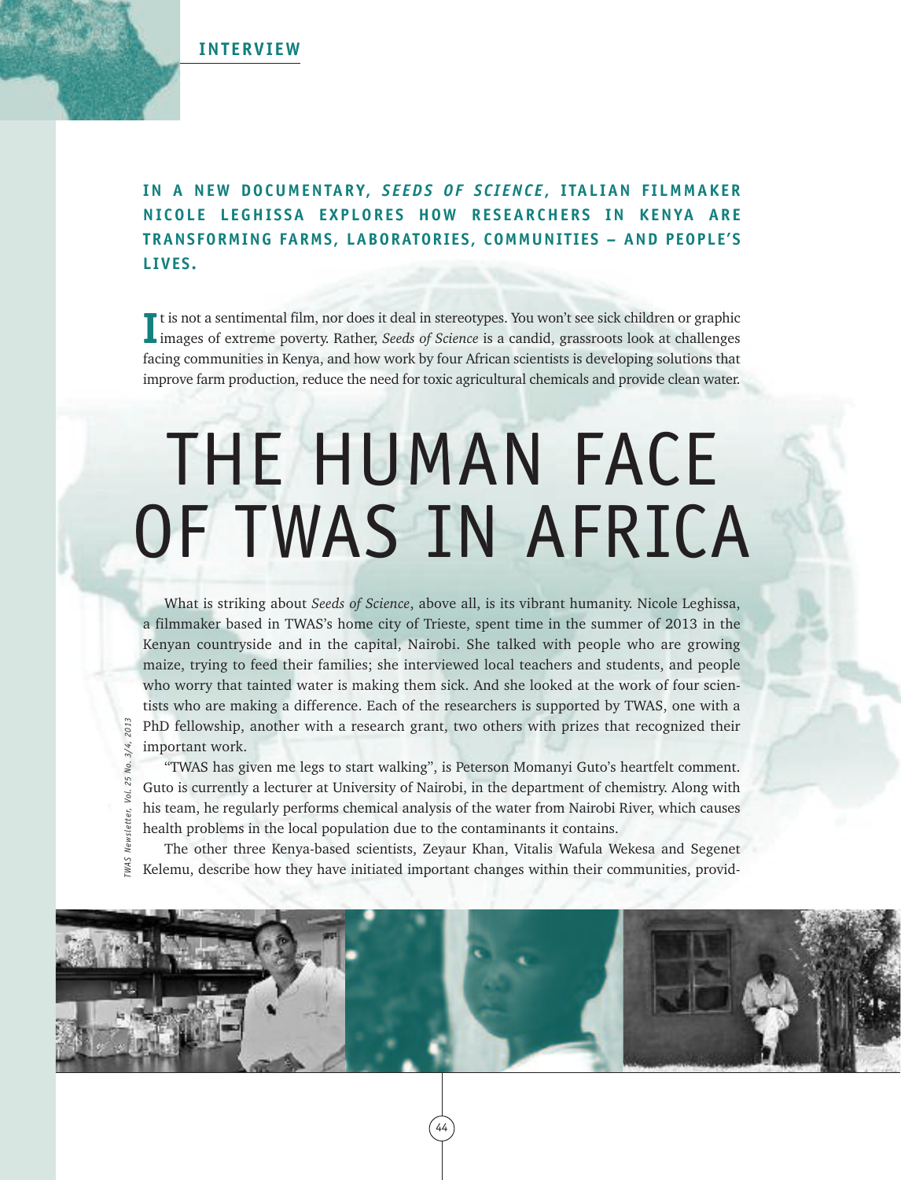INTERVIEW

**IN A NEW DOCUMENTARY, *SEEDS OF SCIENCE*, ITALIAN FILMMAKER NICOLE LEGHISSA EXPLORES HOW RESEARCHERS IN KENYA ARE TRANSFORMING FARMS, LABORATORIES, COMMUNITIES – AND PEOPLE'S LIVES.**

It is not a sentimental film, nor does it deal in stereotypes. You won't see sick children or graphic images of extreme poverty. Rather, *Seeds of Science* is a candid, grassroots look at challenges facing communities in Kenya, and how work by four African scientists is developing solutions that improve farm production, reduce the need for toxic agricultural chemicals and provide clean water.

# THE HUMAN FACE OF TWAS IN AFRICA

What is striking about *Seeds of Science*, above all, is its vibrant humanity. Nicole Leghissa, a filmmaker based in TWAS's home city of Trieste, spent time in the summer of 2013 in the Kenyan countryside and in the capital, Nairobi. She talked with people who are growing maize, trying to feed their families; she interviewed local teachers and students, and people who worry that tainted water is making them sick. And she looked at the work of four scientists who are making a difference. Each of the researchers is supported by TWAS, one with a PhD fellowship, another with a research grant, two others with prizes that recognized their important work.

"TWAS has given me legs to start walking", is Peterson Momanyi Guto's heartfelt comment. Guto is currently a lecturer at University of Nairobi, in the department of chemistry. Along with his team, he regularly performs chemical analysis of the water from Nairobi River, which causes health problems in the local population due to the contaminants it contains.

The other three Kenya-based scientists, Zeyaur Khan, Vitalis Wafula Wekesa and Segenet Kelemu, describe how they have initiated important changes within their communities, provid-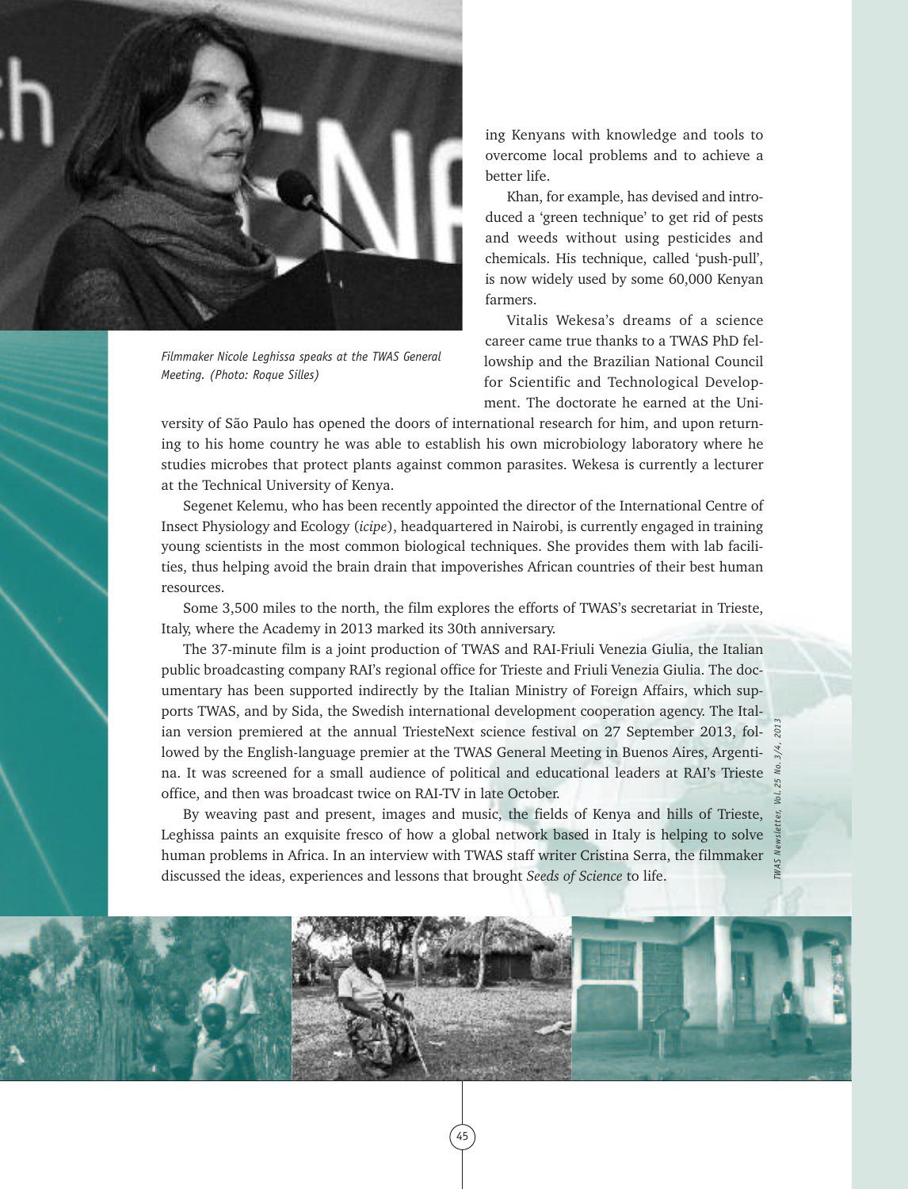Filmmaker Nicole Leghissa speaks at the TWAS General Meeting. (Photo: Roque Silles)

ing Kenyans with knowledge and tools to overcome local problems and to achieve a better life.

Khan, for example, has devised and introduced a 'green technique' to get rid of pests and weeds without using pesticides and chemicals. His technique, called 'push-pull', is now widely used by some 60,000 Kenyan farmers.

Vitalis Wekesa's dreams of a science career came true thanks to a TWAS PhD fellowship and the Brazilian National Council for Scientific and Technological Development. The doctorate he earned at the University of São Paulo has opened the doors of international research for him, and upon returning to his home country he was able to establish his own microbiology laboratory where he studies microbes that protect plants against common parasites. Wekesa is currently a lecturer at the Technical University of Kenya.

Segenet Kelemu, who has been recently appointed the director of the International Centre of Insect Physiology and Ecology (*icipe*), headquartered in Nairobi, is currently engaged in training young scientists in the most common biological techniques. She provides them with lab facilities, thus helping avoid the brain drain that impoverishes African countries of their best human resources.

Some 3,500 miles to the north, the film explores the efforts of TWAS's secretariat in Trieste, Italy, where the Academy in 2013 marked its 30th anniversary.

The 37-minute film is a joint production of TWAS and RAI-Friuli Venezia Giulia, the Italian public broadcasting company RAI's regional office for Trieste and Friuli Venezia Giulia. The documentary has been supported indirectly by the Italian Ministry of Foreign Affairs, which supports TWAS, and by Sida, the Swedish international development cooperation agency. The Italian version premiered at the annual TriesteNext science festival on 27 September 2013, followed by the English-language premier at the TWAS General Meeting in Buenos Aires, Argentina. It was screened for a small audience of political and educational leaders at RAI's Trieste office, and then was broadcast twice on RAI-TV in late October.

By weaving past and present, images and music, the fields of Kenya and hills of Trieste, Leghissa paints an exquisite fresco of how a global network based in Italy is helping to solve human problems in Africa. In an interview with TWAS staff writer Cristina Serra, the filmmaker discussed the ideas, experiences and lessons that brought *Seeds of Science* to life.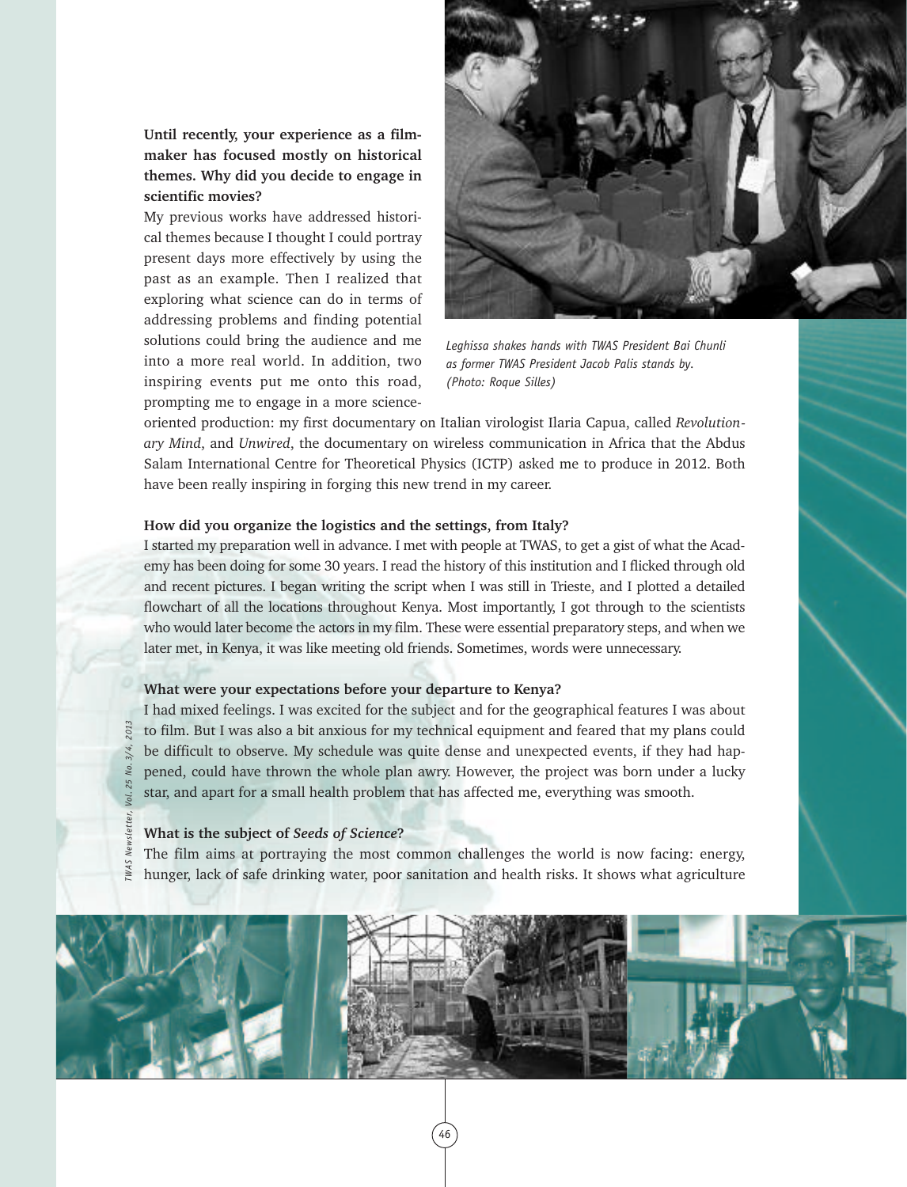**Until recently, your experience as a film-maker has focused mostly on historical themes. Why did you decide to engage in scientific movies?**

My previous works have addressed historical themes because I thought I could portray present days more effectively by using the past as an example. Then I realized that exploring what science can do in terms of addressing problems and finding potential solutions could bring the audience and me into a more real world. In addition, two inspiring events put me onto this road, prompting me to engage in a more science-oriented production: my first documentary on Italian virologist Ilaria Capua, called *Revolutionary Mind*, and *Unwired*, the documentary on wireless communication in Africa that the Abdus Salam International Centre for Theoretical Physics (ICTP) asked me to produce in 2012. Both have been really inspiring in forging this new trend in my career.

*Leghissa shakes hands with TWAS President Bai Chunli as former TWAS President Jacob Palis stands by. (Photo: Roque Silles)*

**How did you organize the logistics and the settings, from Italy?**

I started my preparation well in advance. I met with people at TWAS, to get a gist of what the Academy has been doing for some 30 years. I read the history of this institution and I flicked through old and recent pictures. I began writing the script when I was still in Trieste, and I plotted a detailed flowchart of all the locations throughout Kenya. Most importantly, I got through to the scientists who would later become the actors in my film. These were essential preparatory steps, and when we later met, in Kenya, it was like meeting old friends. Sometimes, words were unnecessary.

**What were your expectations before your departure to Kenya?**

I had mixed feelings. I was excited for the subject and for the geographical features I was about to film. But I was also a bit anxious for my technical equipment and feared that my plans could be difficult to observe. My schedule was quite dense and unexpected events, if they had happened, could have thrown the whole plan awry. However, the project was born under a lucky star, and apart for a small health problem that has affected me, everything was smooth.

**What is the subject of *Seeds of Science*?**

The film aims at portraying the most common challenges the world is now facing: energy, hunger, lack of safe drinking water, poor sanitation and health risks. It shows what agriculture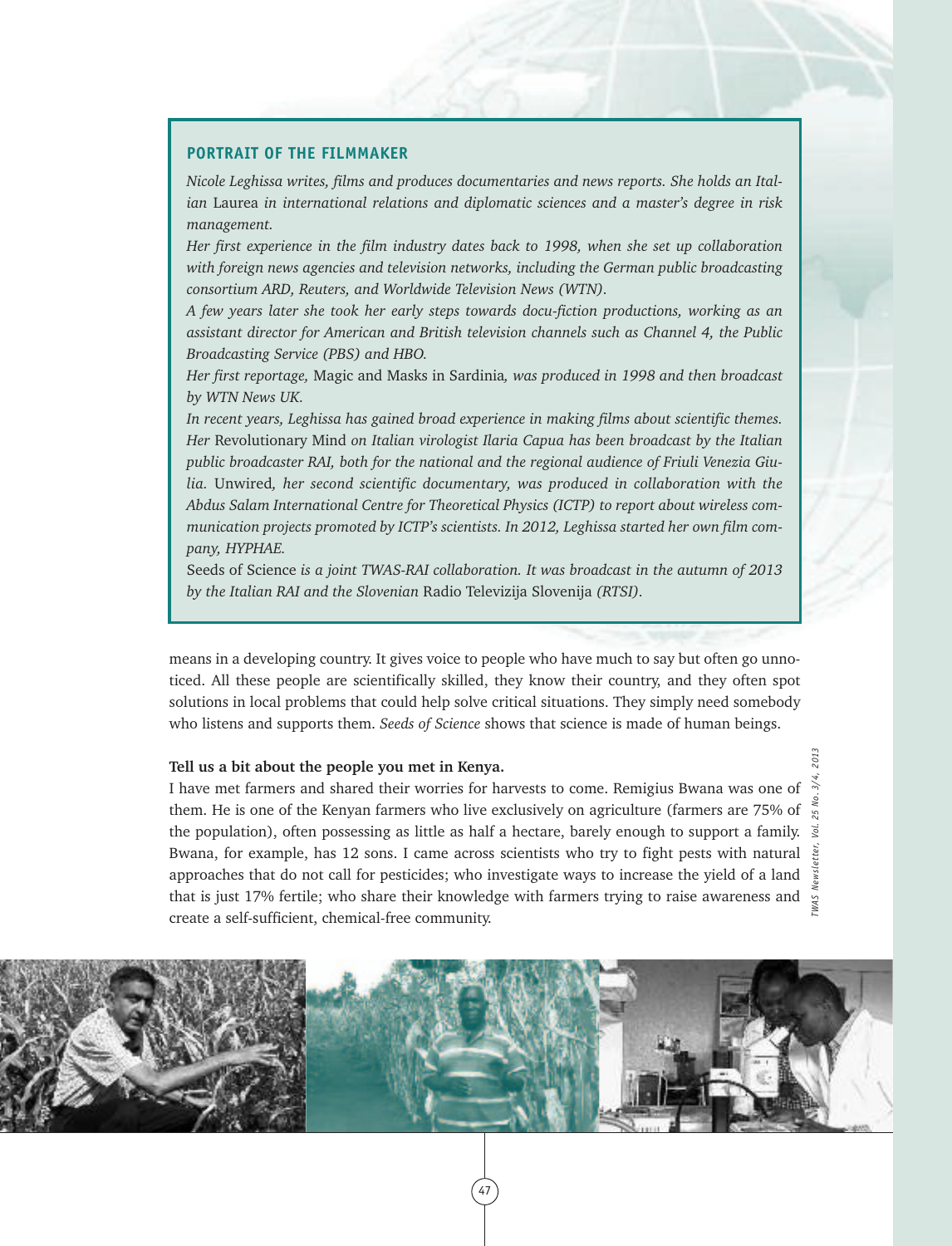## PORTRAIT OF THE FILMMAKER

*Nicole Leghissa writes, films and produces documentaries and news reports. She holds an Italian* Laurea *in international relations and diplomatic sciences and a master's degree in risk management.*

*Her first experience in the film industry dates back to 1998, when she set up collaboration with foreign news agencies and television networks, including the German public broadcasting consortium ARD, Reuters, and Worldwide Television News (WTN).*

*A few years later she took her early steps towards docu-fiction productions, working as an assistant director for American and British television channels such as Channel 4, the Public Broadcasting Service (PBS) and HBO.*

*Her first reportage,* Magic and Masks in Sardinia*, was produced in 1998 and then broadcast by WTN News UK.*

*In recent years, Leghissa has gained broad experience in making films about scientific themes. Her* Revolutionary Mind *on Italian virologist Ilaria Capua has been broadcast by the Italian public broadcaster RAI, both for the national and the regional audience of Friuli Venezia Giulia.* Unwired*, her second scientific documentary, was produced in collaboration with the Abdus Salam International Centre for Theoretical Physics (ICTP) to report about wireless communication projects promoted by ICTP's scientists. In 2012, Leghissa started her own film company, HYPHAE.*

Seeds of Science *is a joint TWAS-RAI collaboration. It was broadcast in the autumn of 2013 by the Italian RAI and the Slovenian* Radio Televizija Slovenija *(RTSI).*

means in a developing country. It gives voice to people who have much to say but often go unnoticed. All these people are scientifically skilled, they know their country, and they often spot solutions in local problems that could help solve critical situations. They simply need somebody who listens and supports them. *Seeds of Science* shows that science is made of human beings.

**Tell us a bit about the people you met in Kenya.**

I have met farmers and shared their worries for harvests to come. Remigius Bwana was one of them. He is one of the Kenyan farmers who live exclusively on agriculture (farmers are 75% of the population), often possessing as little as half a hectare, barely enough to support a family. Bwana, for example, has 12 sons. I came across scientists who try to fight pests with natural approaches that do not call for pesticides; who investigate ways to increase the yield of a land that is just 17% fertile; who share their knowledge with farmers trying to raise awareness and create a self-sufficient, chemical-free community.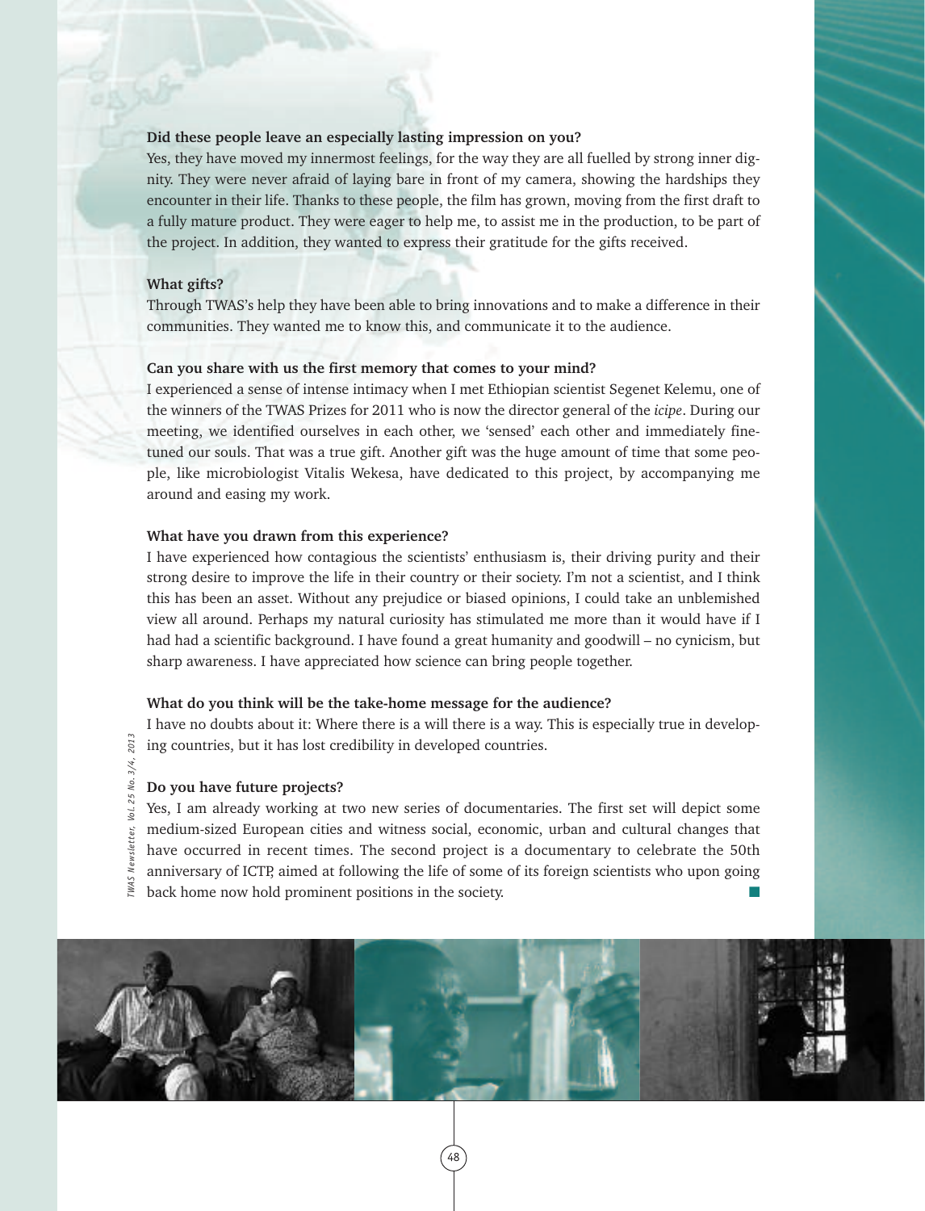**Did these people leave an especially lasting impression on you?**

Yes, they have moved my innermost feelings, for the way they are all fuelled by strong inner dignity. They were never afraid of laying bare in front of my camera, showing the hardships they encounter in their life. Thanks to these people, the film has grown, moving from the first draft to a fully mature product. They were eager to help me, to assist me in the production, to be part of the project. In addition, they wanted to express their gratitude for the gifts received.

**What gifts?**

Through TWAS's help they have been able to bring innovations and to make a difference in their communities. They wanted me to know this, and communicate it to the audience.

**Can you share with us the first memory that comes to your mind?**

I experienced a sense of intense intimacy when I met Ethiopian scientist Segenet Kelemu, one of the winners of the TWAS Prizes for 2011 who is now the director general of the *icipe*. During our meeting, we identified ourselves in each other, we 'sensed' each other and immediately fine-tuned our souls. That was a true gift. Another gift was the huge amount of time that some people, like microbiologist Vitalis Wekesa, have dedicated to this project, by accompanying me around and easing my work.

**What have you drawn from this experience?**

I have experienced how contagious the scientists' enthusiasm is, their driving purity and their strong desire to improve the life in their country or their society. I'm not a scientist, and I think this has been an asset. Without any prejudice or biased opinions, I could take an unblemished view all around. Perhaps my natural curiosity has stimulated me more than it would have if I had had a scientific background. I have found a great humanity and goodwill – no cynicism, but sharp awareness. I have appreciated how science can bring people together.

**What do you think will be the take-home message for the audience?**

I have no doubts about it: Where there is a will there is a way. This is especially true in developing countries, but it has lost credibility in developed countries.

**Do you have future projects?**

Yes, I am already working at two new series of documentaries. The first set will depict some medium-sized European cities and witness social, economic, urban and cultural changes that have occurred in recent times. The second project is a documentary to celebrate the 50th anniversary of ICTP, aimed at following the life of some of its foreign scientists who upon going back home now hold prominent positions in the society.